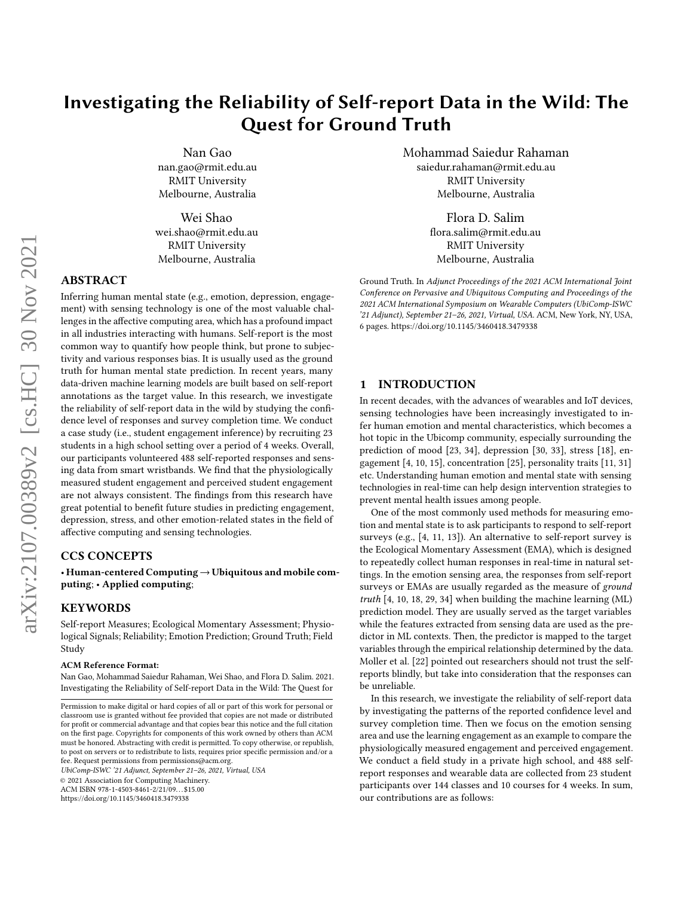# Investigating the Reliability of Self-report Data in the Wild: The Quest for Ground Truth

Nan Gao
nan.gao@rmit.edu.au
RMIT University
Melbourne, Australia

Mohammad Saiedur Rahaman
saiedur.rahaman@rmit.edu.au
RMIT University
Melbourne, Australia

Wei Shao
wei.shao@rmit.edu.au
RMIT University
Melbourne, Australia

Flora D. Salim
flora.salim@rmit.edu.au
RMIT University
Melbourne, Australia

## ABSTRACT

Inferring human mental state (e.g., emotion, depression, engagement) with sensing technology is one of the most valuable challenges in the affective computing area, which has a profound impact in all industries interacting with humans. Self-report is the most common way to quantify how people think, but prone to subjectivity and various responses bias. It is usually used as the ground truth for human mental state prediction. In recent years, many data-driven machine learning models are built based on self-report annotations as the target value. In this research, we investigate the reliability of self-report data in the wild by studying the confidence level of responses and survey completion time. We conduct a case study (i.e., student engagement inference) by recruiting 23 students in a high school setting over a period of 4 weeks. Overall, our participants volunteered 488 self-reported responses and sensing data from smart wristbands. We find that the physiologically measured student engagement and perceived student engagement are not always consistent. The findings from this research have great potential to benefit future studies in predicting engagement, depression, stress, and other emotion-related states in the field of affective computing and sensing technologies.

## CCS CONCEPTS

• **Human-centered Computing → Ubiquitous and mobile computing**; • **Applied computing**;

## KEYWORDS

Self-report Measures; Ecological Momentary Assessment; Physiological Signals; Reliability; Emotion Prediction; Ground Truth; Field Study

**ACM Reference Format:**
Nan Gao, Mohammad Saiedur Rahaman, Wei Shao, and Flora D. Salim. 2021. Investigating the Reliability of Self-report Data in the Wild: The Quest for Ground Truth. In *Adjunct Proceedings of the 2021 ACM International Joint Conference on Pervasive and Ubiquitous Computing and Proceedings of the 2021 ACM International Symposium on Wearable Computers (UbiComp-ISWC '21 Adjunct), September 21–26, 2021, Virtual, USA.* ACM, New York, NY, USA, 6 pages. https://doi.org/10.1145/3460418.3479338

Permission to make digital or hard copies of all or part of this work for personal or classroom use is granted without fee provided that copies are not made or distributed for profit or commercial advantage and that copies bear this notice and the full citation on the first page. Copyrights for components of this work owned by others than ACM must be honored. Abstracting with credit is permitted. To copy otherwise, or republish, to post on servers or to redistribute to lists, requires prior specific permission and/or a fee. Request permissions from permissions@acm.org.
*UbiComp-ISWC '21 Adjunct, September 21–26, 2021, Virtual, USA*
© 2021 Association for Computing Machinery.
ACM ISBN 978-1-4503-8461-2/21/09…$15.00
https://doi.org/10.1145/3460418.3479338

## 1 INTRODUCTION

In recent decades, with the advances of wearables and IoT devices, sensing technologies have been increasingly investigated to infer human emotion and mental characteristics, which becomes a hot topic in the Ubicomp community, especially surrounding the prediction of mood [23, 34], depression [30, 33], stress [18], engagement [4, 10, 15], concentration [25], personality traits [11, 31] etc. Understanding human emotion and mental state with sensing technologies in real-time can help design intervention strategies to prevent mental health issues among people.

One of the most commonly used methods for measuring emotion and mental state is to ask participants to respond to self-report surveys (e.g., [4, 11, 13]). An alternative to self-report survey is the Ecological Momentary Assessment (EMA), which is designed to repeatedly collect human responses in real-time in natural settings. In the emotion sensing area, the responses from self-report surveys or EMAs are usually regarded as the measure of *ground truth* [4, 10, 18, 29, 34] when building the machine learning (ML) prediction model. They are usually served as the target variables while the features extracted from sensing data are used as the predictor in ML contexts. Then, the predictor is mapped to the target variables through the empirical relationship determined by the data. Moller et al. [22] pointed out researchers should not trust the self-reports blindly, but take into consideration that the responses can be unreliable.

In this research, we investigate the reliability of self-report data by investigating the patterns of the reported confidence level and survey completion time. Then we focus on the emotion sensing area and use the learning engagement as an example to compare the physiologically measured engagement and perceived engagement. We conduct a field study in a private high school, and 488 self-report responses and wearable data are collected from 23 student participants over 144 classes and 10 courses for 4 weeks. In sum, our contributions are as follows: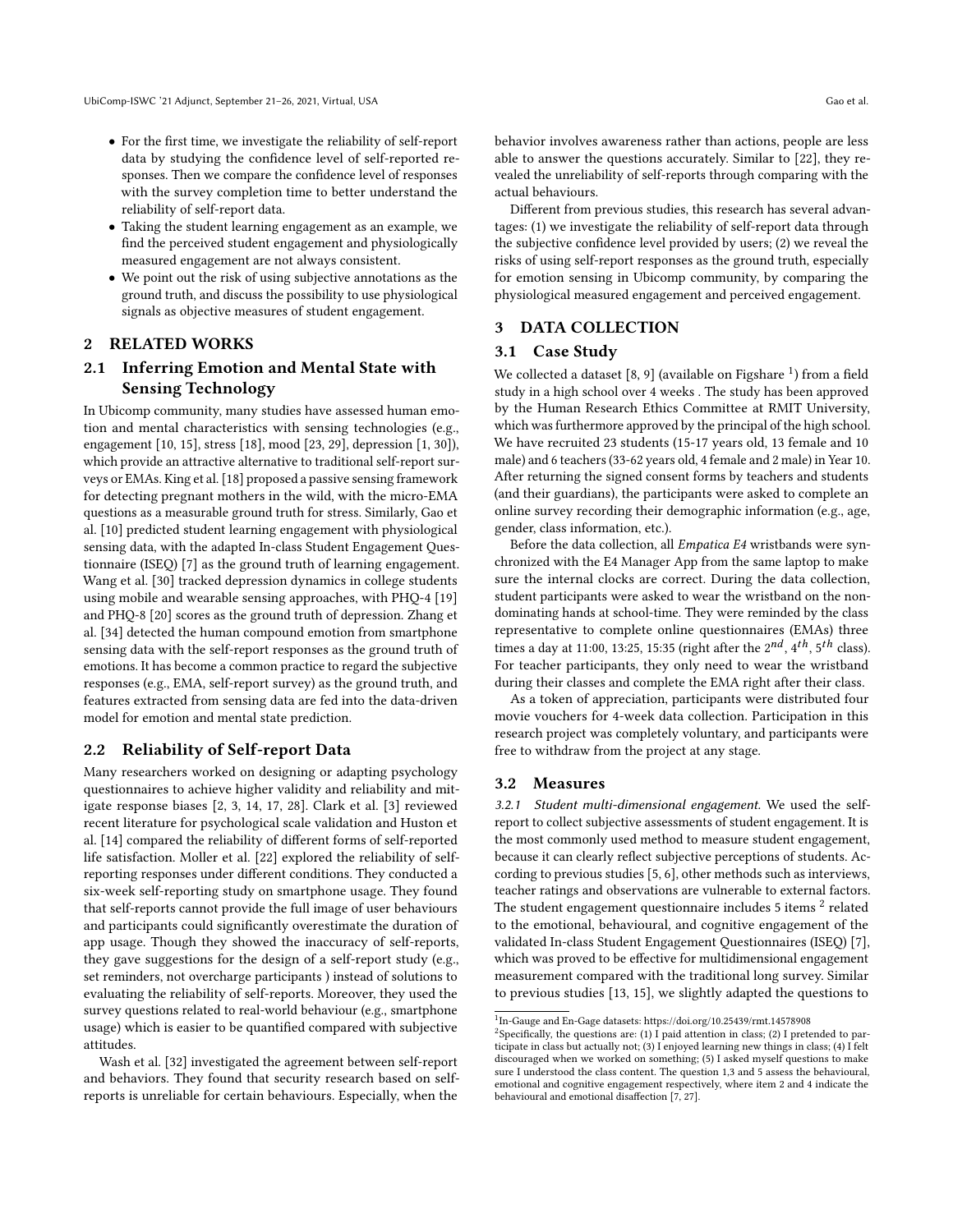- For the first time, we investigate the reliability of self-report data by studying the confidence level of self-reported responses. Then we compare the confidence level of responses with the survey completion time to better understand the reliability of self-report data.
- Taking the student learning engagement as an example, we find the perceived student engagement and physiologically measured engagement are not always consistent.
- We point out the risk of using subjective annotations as the ground truth, and discuss the possibility to use physiological signals as objective measures of student engagement.

## 2 RELATED WORKS

### 2.1 Inferring Emotion and Mental State with Sensing Technology

In Ubicomp community, many studies have assessed human emotion and mental characteristics with sensing technologies (e.g., engagement [10, 15], stress [18], mood [23, 29], depression [1, 30]), which provide an attractive alternative to traditional self-report surveys or EMAs. King et al. [18] proposed a passive sensing framework for detecting pregnant mothers in the wild, with the micro-EMA questions as a measurable ground truth for stress. Similarly, Gao et al. [10] predicted student learning engagement with physiological sensing data, with the adapted In-class Student Engagement Questionnaire (ISEQ) [7] as the ground truth of learning engagement. Wang et al. [30] tracked depression dynamics in college students using mobile and wearable sensing approaches, with PHQ-4 [19] and PHQ-8 [20] scores as the ground truth of depression. Zhang et al. [34] detected the human compound emotion from smartphone sensing data with the self-report responses as the ground truth of emotions. It has become a common practice to regard the subjective responses (e.g., EMA, self-report survey) as the ground truth, and features extracted from sensing data are fed into the data-driven model for emotion and mental state prediction.

### 2.2 Reliability of Self-report Data

Many researchers worked on designing or adapting psychology questionnaires to achieve higher validity and reliability and mitigate response biases [2, 3, 14, 17, 28]. Clark et al. [3] reviewed recent literature for psychological scale validation and Huston et al. [14] compared the reliability of different forms of self-reported life satisfaction. Moller et al. [22] explored the reliability of self-reporting responses under different conditions. They conducted a six-week self-reporting study on smartphone usage. They found that self-reports cannot provide the full image of user behaviours and participants could significantly overestimate the duration of app usage. Though they showed the inaccuracy of self-reports, they gave suggestions for the design of a self-report study (e.g., set reminders, not overcharge participants ) instead of solutions to evaluating the reliability of self-reports. Moreover, they used the survey questions related to real-world behaviour (e.g., smartphone usage) which is easier to be quantified compared with subjective attitudes.

Wash et al. [32] investigated the agreement between self-report and behaviors. They found that security research based on self-reports is unreliable for certain behaviours. Especially, when the behavior involves awareness rather than actions, people are less able to answer the questions accurately. Similar to [22], they revealed the unreliability of self-reports through comparing with the actual behaviours.

Different from previous studies, this research has several advantages: (1) we investigate the reliability of self-report data through the subjective confidence level provided by users; (2) we reveal the risks of using self-report responses as the ground truth, especially for emotion sensing in Ubicomp community, by comparing the physiological measured engagement and perceived engagement.

## 3 DATA COLLECTION

### 3.1 Case Study

We collected a dataset [8, 9] (available on Figshare [1]) from a field study in a high school over 4 weeks . The study has been approved by the Human Research Ethics Committee at RMIT University, which was furthermore approved by the principal of the high school. We have recruited 23 students (15-17 years old, 13 female and 10 male) and 6 teachers (33-62 years old, 4 female and 2 male) in Year 10. After returning the signed consent forms by teachers and students (and their guardians), the participants were asked to complete an online survey recording their demographic information (e.g., age, gender, class information, etc.).

Before the data collection, all *Empatica E4* wristbands were synchronized with the E4 Manager App from the same laptop to make sure the internal clocks are correct. During the data collection, student participants were asked to wear the wristband on the non-dominating hands at school-time. They were reminded by the class representative to complete online questionnaires (EMAs) three times a day at 11:00, 13:25, 15:35 (right after the $2^{nd}$, $4^{th}$, $5^{th}$ class). For teacher participants, they only need to wear the wristband during their classes and complete the EMA right after their class.

As a token of appreciation, participants were distributed four movie vouchers for 4-week data collection. Participation in this research project was completely voluntary, and participants were free to withdraw from the project at any stage.

### 3.2 Measures

*3.2.1 Student multi-dimensional engagement.* We used the self-report to collect subjective assessments of student engagement. It is the most commonly used method to measure student engagement, because it can clearly reflect subjective perceptions of students. According to previous studies [5, 6], other methods such as interviews, teacher ratings and observations are vulnerable to external factors. The student engagement questionnaire includes 5 items [2] related to the emotional, behavioural, and cognitive engagement of the validated In-class Student Engagement Questionnaires (ISEQ) [7], which was proved to be effective for multidimensional engagement measurement compared with the traditional long survey. Similar to previous studies [13, 15], we slightly adapted the questions to

[1] In-Gauge and En-Gage datasets: https://doi.org/10.25439/rmt.14578908

[2] Specifically, the questions are: (1) I paid attention in class; (2) I pretended to participate in class but actually not; (3) I enjoyed learning new things in class; (4) I felt discouraged when we worked on something; (5) I asked myself questions to make sure I understood the class content. The question 1,3 and 5 assess the behavioural, emotional and cognitive engagement respectively, where item 2 and 4 indicate the behavioural and emotional disaffection [7, 27].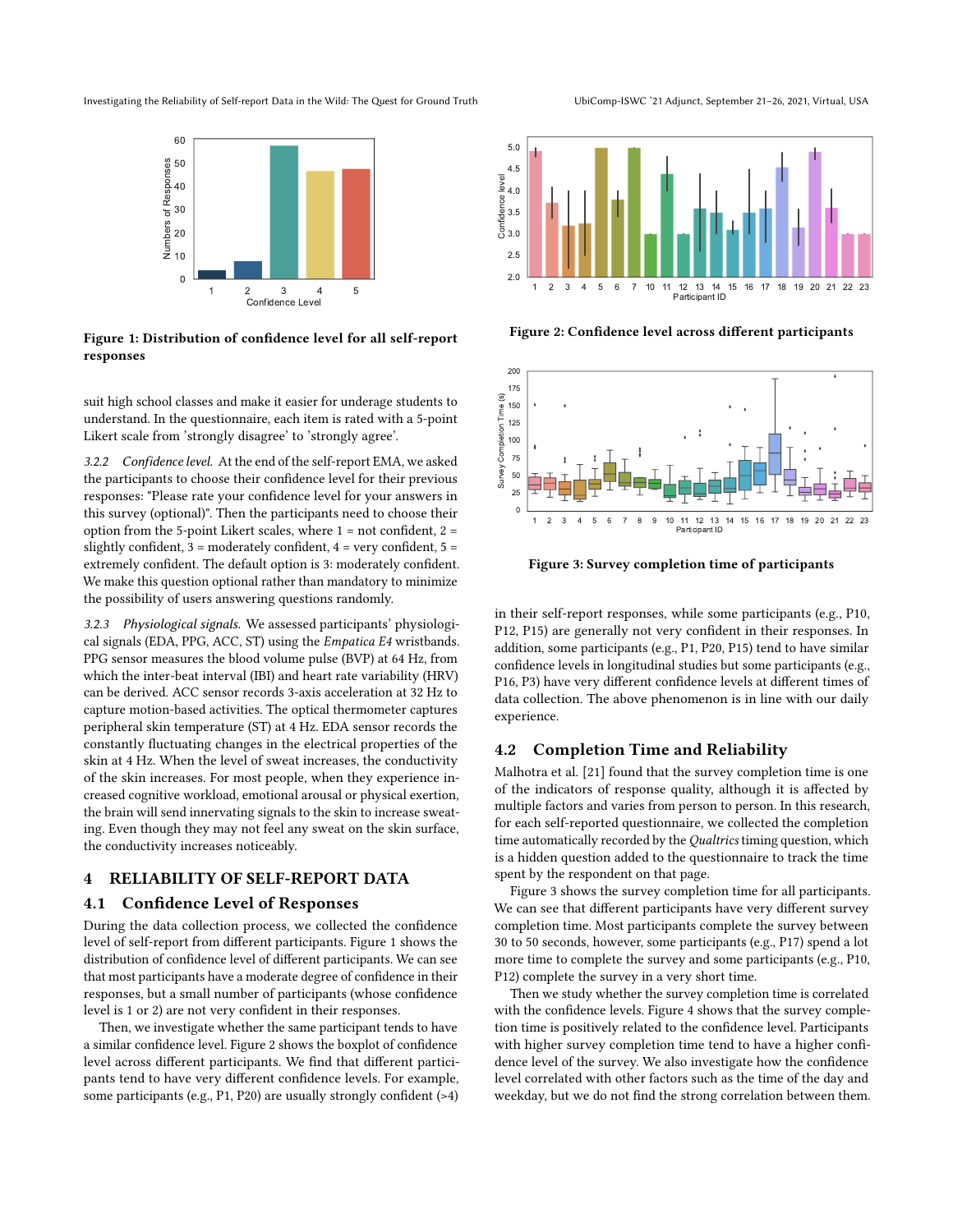Figure 1: Distribution of confidence level for all self-report responses

Figure 2: Confidence level across different participants

Figure 3: Survey completion time of participants

suit high school classes and make it easier for underage students to understand. In the questionnaire, each item is rated with a 5-point Likert scale from 'strongly disagree' to 'strongly agree'.

*3.2.2 Confidence level.* At the end of the self-report EMA, we asked the participants to choose their confidence level for their previous responses: "Please rate your confidence level for your answers in this survey (optional)". Then the participants need to choose their option from the 5-point Likert scales, where 1 = not confident, 2 = slightly confident, 3 = moderately confident, 4 = very confident, 5 = extremely confident. The default option is 3: moderately confident. We make this question optional rather than mandatory to minimize the possibility of users answering questions randomly.

*3.2.3 Physiological signals.* We assessed participants' physiological signals (EDA, PPG, ACC, ST) using the *Empatica E4* wristbands. PPG sensor measures the blood volume pulse (BVP) at 64 Hz, from which the inter-beat interval (IBI) and heart rate variability (HRV) can be derived. ACC sensor records 3-axis acceleration at 32 Hz to capture motion-based activities. The optical thermometer captures peripheral skin temperature (ST) at 4 Hz. EDA sensor records the constantly fluctuating changes in the electrical properties of the skin at 4 Hz. When the level of sweat increases, the conductivity of the skin increases. For most people, when they experience increased cognitive workload, emotional arousal or physical exertion, the brain will send innervating signals to the skin to increase sweating. Even though they may not feel any sweat on the skin surface, the conductivity increases noticeably.

## 4 RELIABILITY OF SELF-REPORT DATA

### 4.1 Confidence Level of Responses

During the data collection process, we collected the confidence level of self-report from different participants. Figure 1 shows the distribution of confidence level of different participants. We can see that most participants have a moderate degree of confidence in their responses, but a small number of participants (whose confidence level is 1 or 2) are not very confident in their responses.

Then, we investigate whether the same participant tends to have a similar confidence level. Figure 2 shows the boxplot of confidence level across different participants. We find that different participants tend to have very different confidence levels. For example, some participants (e.g., P1, P20) are usually strongly confident (>4) in their self-report responses, while some participants (e.g., P10, P12, P15) are generally not very confident in their responses. In addition, some participants (e.g., P1, P20, P15) tend to have similar confidence levels in longitudinal studies but some participants (e.g., P16, P3) have very different confidence levels at different times of data collection. The above phenomenon is in line with our daily experience.

### 4.2 Completion Time and Reliability

Malhotra et al. [21] found that the survey completion time is one of the indicators of response quality, although it is affected by multiple factors and varies from person to person. In this research, for each self-reported questionnaire, we collected the completion time automatically recorded by the *Qualtrics* timing question, which is a hidden question added to the questionnaire to track the time spent by the respondent on that page.

Figure 3 shows the survey completion time for all participants. We can see that different participants have very different survey completion time. Most participants complete the survey between 30 to 50 seconds, however, some participants (e.g., P17) spend a lot more time to complete the survey and some participants (e.g., P10, P12) complete the survey in a very short time.

Then we study whether the survey completion time is correlated with the confidence levels. Figure 4 shows that the survey completion time is positively related to the confidence level. Participants with higher survey completion time tend to have a higher confidence level of the survey. We also investigate how the confidence level correlated with other factors such as the time of the day and weekday, but we do not find the strong correlation between them.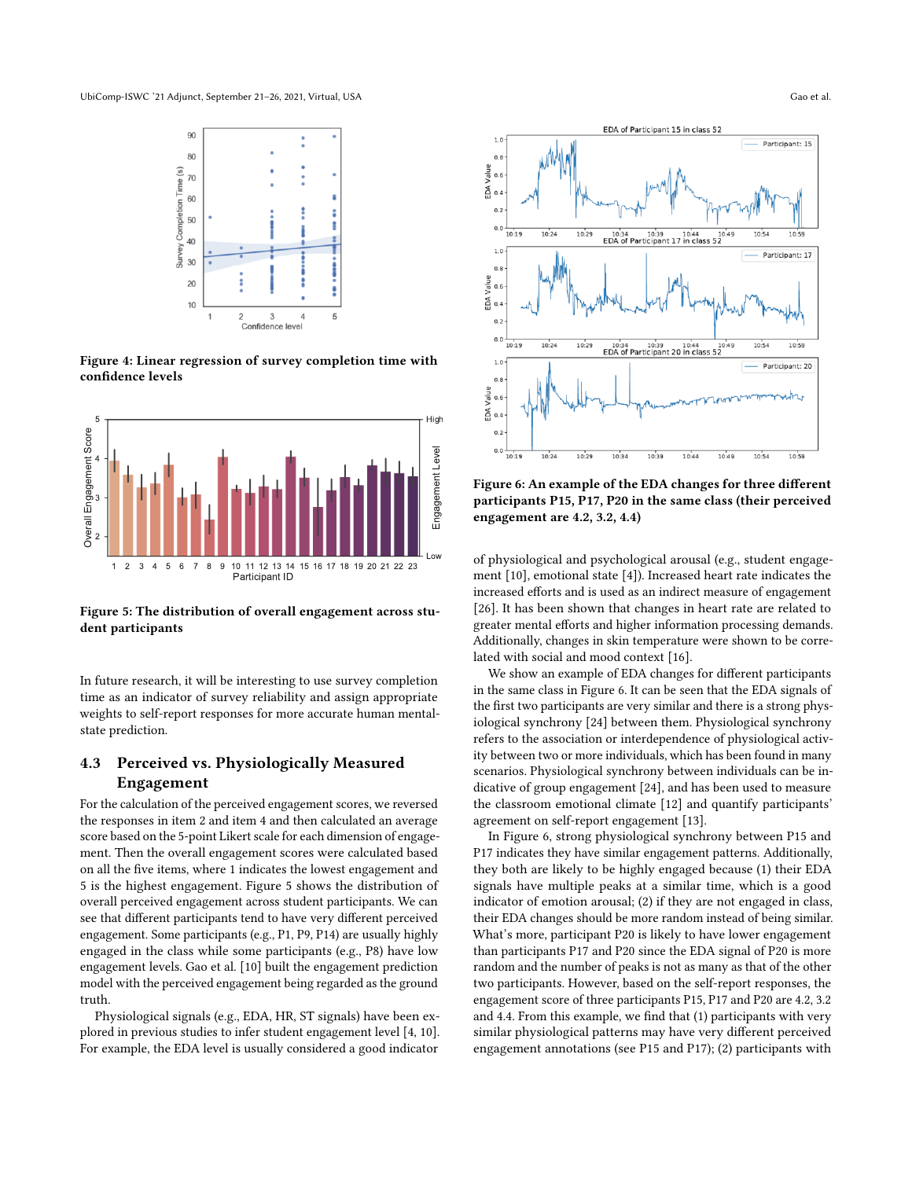Figure 4: Linear regression of survey completion time with confidence levels

Figure 5: The distribution of overall engagement across student participants

In future research, it will be interesting to use survey completion time as an indicator of survey reliability and assign appropriate weights to self-report responses for more accurate human mental-state prediction.

## 4.3 Perceived vs. Physiologically Measured Engagement

For the calculation of the perceived engagement scores, we reversed the responses in item 2 and item 4 and then calculated an average score based on the 5-point Likert scale for each dimension of engagement. Then the overall engagement scores were calculated based on all the five items, where 1 indicates the lowest engagement and 5 is the highest engagement. Figure 5 shows the distribution of overall perceived engagement across student participants. We can see that different participants tend to have very different perceived engagement. Some participants (e.g., P1, P9, P14) are usually highly engaged in the class while some participants (e.g., P8) have low engagement levels. Gao et al. [10] built the engagement prediction model with the perceived engagement being regarded as the ground truth.

Physiological signals (e.g., EDA, HR, ST signals) have been explored in previous studies to infer student engagement level [4, 10]. For example, the EDA level is usually considered a good indicator of physiological and psychological arousal (e.g., student engagement [10], emotional state [4]). Increased heart rate indicates the increased efforts and is used as an indirect measure of engagement [26]. It has been shown that changes in heart rate are related to greater mental efforts and higher information processing demands. Additionally, changes in skin temperature were shown to be correlated with social and mood context [16].

Figure 6: An example of the EDA changes for three different participants P15, P17, P20 in the same class (their perceived engagement are 4.2, 3.2, 4.4)

We show an example of EDA changes for different participants in the same class in Figure 6. It can be seen that the EDA signals of the first two participants are very similar and there is a strong physiological synchrony [24] between them. Physiological synchrony refers to the association or interdependence of physiological activity between two or more individuals, which has been found in many scenarios. Physiological synchrony between individuals can be indicative of group engagement [24], and has been used to measure the classroom emotional climate [12] and quantify participants' agreement on self-report engagement [13].

In Figure 6, strong physiological synchrony between P15 and P17 indicates they have similar engagement patterns. Additionally, they both are likely to be highly engaged because (1) their EDA signals have multiple peaks at a similar time, which is a good indicator of emotion arousal; (2) if they are not engaged in class, their EDA changes should be more random instead of being similar. What's more, participant P20 is likely to have lower engagement than participants P17 and P20 since the EDA signal of P20 is more random and the number of peaks is not as many as that of the other two participants. However, based on the self-report responses, the engagement score of three participants P15, P17 and P20 are 4.2, 3.2 and 4.4. From this example, we find that (1) participants with very similar physiological patterns may have very different perceived engagement annotations (see P15 and P17); (2) participants with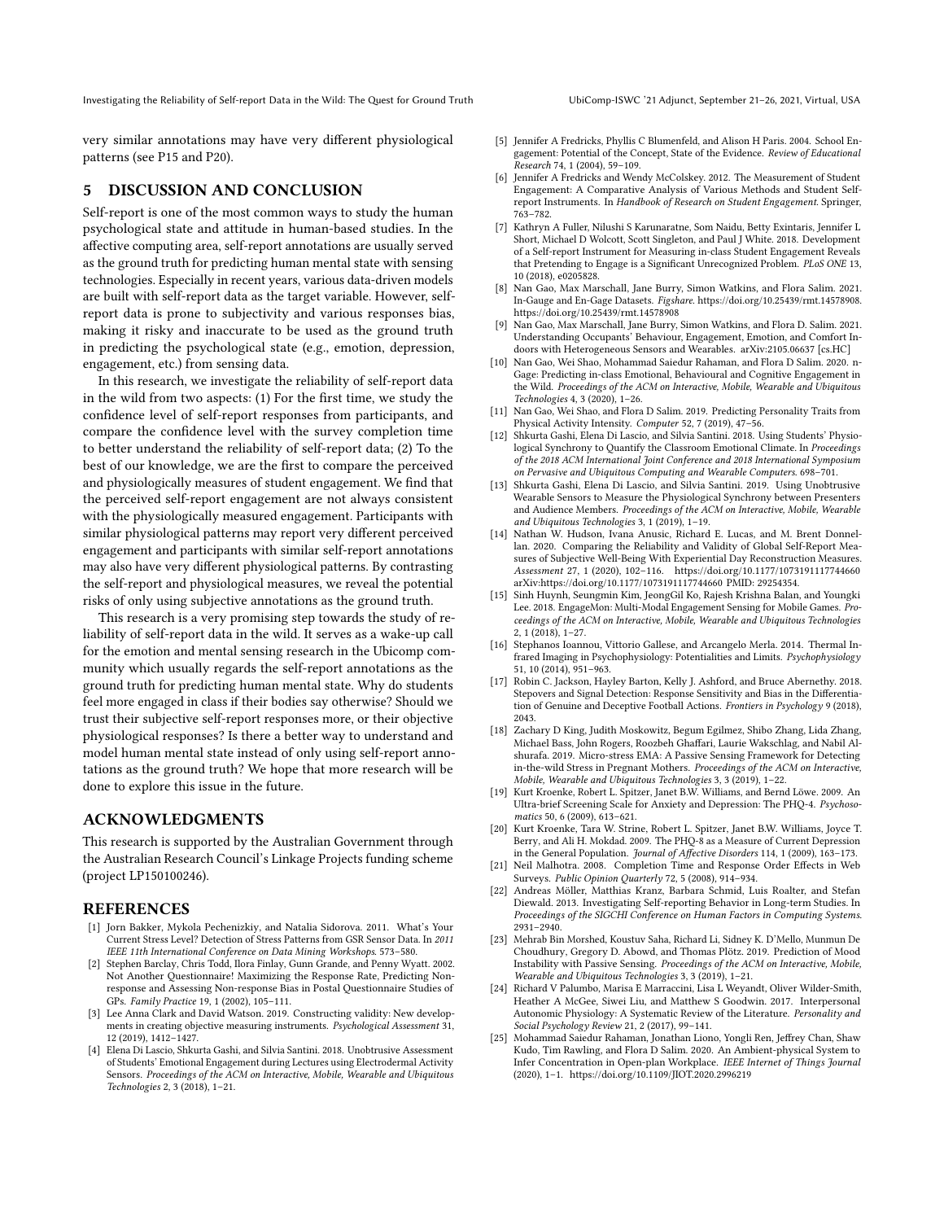very similar annotations may have very different physiological patterns (see P15 and P20).

## 5 DISCUSSION AND CONCLUSION

Self-report is one of the most common ways to study the human psychological state and attitude in human-based studies. In the affective computing area, self-report annotations are usually served as the ground truth for predicting human mental state with sensing technologies. Especially in recent years, various data-driven models are built with self-report data as the target variable. However, self-report data is prone to subjectivity and various responses bias, making it risky and inaccurate to be used as the ground truth in predicting the psychological state (e.g., emotion, depression, engagement, etc.) from sensing data.

In this research, we investigate the reliability of self-report data in the wild from two aspects: (1) For the first time, we study the confidence level of self-report responses from participants, and compare the confidence level with the survey completion time to better understand the reliability of self-report data; (2) To the best of our knowledge, we are the first to compare the perceived and physiologically measures of student engagement. We find that the perceived self-report engagement are not always consistent with the physiologically measured engagement. Participants with similar physiological patterns may report very different perceived engagement and participants with similar self-report annotations may also have very different physiological patterns. By contrasting the self-report and physiological measures, we reveal the potential risks of only using subjective annotations as the ground truth.

This research is a very promising step towards the study of reliability of self-report data in the wild. It serves as a wake-up call for the emotion and mental sensing research in the Ubicomp community which usually regards the self-report annotations as the ground truth for predicting human mental state. Why do students feel more engaged in class if their bodies say otherwise? Should we trust their subjective self-report responses more, or their objective physiological responses? Is there a better way to understand and model human mental state instead of only using self-report annotations as the ground truth? We hope that more research will be done to explore this issue in the future.

## ACKNOWLEDGMENTS

This research is supported by the Australian Government through the Australian Research Council's Linkage Projects funding scheme (project LP150100246).

## REFERENCES

[1] Jorn Bakker, Mykola Pechenizkiy, and Natalia Sidorova. 2011. What's Your Current Stress Level? Detection of Stress Patterns from GSR Sensor Data. In *2011 IEEE 11th International Conference on Data Mining Workshops*. 573–580.

[2] Stephen Barclay, Chris Todd, Ilora Finlay, Gunn Grande, and Penny Wyatt. 2002. Not Another Questionnaire! Maximizing the Response Rate, Predicting Non-response and Assessing Non-response Bias in Postal Questionnaire Studies of GPs. *Family Practice* 19, 1 (2002), 105–111.

[3] Lee Anna Clark and David Watson. 2019. Constructing validity: New developments in creating objective measuring instruments. *Psychological Assessment* 31, 12 (2019), 1412–1427.

[4] Elena Di Lascio, Shkurta Gashi, and Silvia Santini. 2018. Unobtrusive Assessment of Students' Emotional Engagement during Lectures using Electrodermal Activity Sensors. *Proceedings of the ACM on Interactive, Mobile, Wearable and Ubiquitous Technologies* 2, 3 (2018), 1–21.

[5] Jennifer A Fredricks, Phyllis C Blumenfeld, and Alison H Paris. 2004. School Engagement: Potential of the Concept, State of the Evidence. *Review of Educational Research* 74, 1 (2004), 59–109.

[6] Jennifer A Fredricks and Wendy McColskey. 2012. The Measurement of Student Engagement: A Comparative Analysis of Various Methods and Student Self-report Instruments. In *Handbook of Research on Student Engagement*. Springer, 763–782.

[7] Kathryn A Fuller, Nilushi S Karunaratne, Som Naidu, Betty Exintaris, Jennifer L Short, Michael D Wolcott, Scott Singleton, and Paul J White. 2018. Development of a Self-report Instrument for Measuring in-class Student Engagement Reveals that Pretending to Engage is a Significant Unrecognized Problem. *PLoS ONE* 13, 10 (2018), e0205828.

[8] Nan Gao, Max Marschall, Jane Burry, Simon Watkins, and Flora Salim. 2021. In-Gauge and En-Gage Datasets. *Figshare*. https://doi.org/10.25439/rmt.14578908. https://doi.org/10.25439/rmt.14578908

[9] Nan Gao, Max Marschall, Jane Burry, Simon Watkins, and Flora D. Salim. 2021. Understanding Occupants' Behaviour, Engagement, Emotion, and Comfort Indoors with Heterogeneous Sensors and Wearables. arXiv:2105.06637 [cs.HC]

[10] Nan Gao, Wei Shao, Mohammad Saiedur Rahaman, and Flora D Salim. 2020. n-Gage: Predicting in-class Emotional, Behavioural and Cognitive Engagement in the Wild. *Proceedings of the ACM on Interactive, Mobile, Wearable and Ubiquitous Technologies* 4, 3 (2020), 1–26.

[11] Nan Gao, Wei Shao, and Flora D Salim. 2019. Predicting Personality Traits from Physical Activity Intensity. *Computer* 52, 7 (2019), 47–56.

[12] Shkurta Gashi, Elena Di Lascio, and Silvia Santini. 2018. Using Students' Physiological Synchrony to Quantify the Classroom Emotional Climate. In *Proceedings of the 2018 ACM International Joint Conference and 2018 International Symposium on Pervasive and Ubiquitous Computing and Wearable Computers*. 698–701.

[13] Shkurta Gashi, Elena Di Lascio, and Silvia Santini. 2019. Using Unobtrusive Wearable Sensors to Measure the Physiological Synchrony between Presenters and Audience Members. *Proceedings of the ACM on Interactive, Mobile, Wearable and Ubiquitous Technologies* 3, 1 (2019), 1–19.

[14] Nathan W. Hudson, Ivana Anusic, Richard E. Lucas, and M. Brent Donnellan. 2020. Comparing the Reliability and Validity of Global Self-Report Measures of Subjective Well-Being With Experiential Day Reconstruction Measures. *Assessment* 27, 1 (2020), 102–116. https://doi.org/10.1177/1073191117744660 arXiv:https://doi.org/10.1177/1073191117744660 PMID: 29254354.

[15] Sinh Huynh, Seungmin Kim, JeongGil Ko, Rajesh Krishna Balan, and Youngki Lee. 2018. EngageMon: Multi-Modal Engagement Sensing for Mobile Games. *Proceedings of the ACM on Interactive, Mobile, Wearable and Ubiquitous Technologies* 2, 1 (2018), 1–27.

[16] Stephanos Ioannou, Vittorio Gallese, and Arcangelo Merla. 2014. Thermal Infrared Imaging in Psychophysiology: Potentialities and Limits. *Psychophysiology* 51, 10 (2014), 951–963.

[17] Robin C. Jackson, Hayley Barton, Kelly J. Ashford, and Bruce Abernethy. 2018. Stepovers and Signal Detection: Response Sensitivity and Bias in the Differentiation of Genuine and Deceptive Football Actions. *Frontiers in Psychology* 9 (2018), 2043.

[18] Zachary D King, Judith Moskowitz, Begum Egilmez, Shibo Zhang, Lida Zhang, Michael Bass, John Rogers, Roozbeh Ghaffari, Laurie Wakschlag, and Nabil Alshurafa. 2019. Micro-stress EMA: A Passive Sensing Framework for Detecting in-the-wild Stress in Pregnant Mothers. *Proceedings of the ACM on Interactive, Mobile, Wearable and Ubiquitous Technologies* 3, 3 (2019), 1–22.

[19] Kurt Kroenke, Robert L. Spitzer, Janet B.W. Williams, and Bernd Löwe. 2009. An Ultra-brief Screening Scale for Anxiety and Depression: The PHQ-4. *Psychosomatics* 50, 6 (2009), 613–621.

[20] Kurt Kroenke, Tara W. Strine, Robert L. Spitzer, Janet B.W. Williams, Joyce T. Berry, and Ali H. Mokdad. 2009. The PHQ-8 as a Measure of Current Depression in the General Population. *Journal of Affective Disorders* 114, 1 (2009), 163–173.

[21] Neil Malhotra. 2008. Completion Time and Response Order Effects in Web Surveys. *Public Opinion Quarterly* 72, 5 (2008), 914–934.

[22] Andreas Möller, Matthias Kranz, Barbara Schmid, Luis Roalter, and Stefan Diewald. 2013. Investigating Self-reporting Behavior in Long-term Studies. In *Proceedings of the SIGCHI Conference on Human Factors in Computing Systems*. 2931–2940.

[23] Mehrab Bin Morshed, Koustuv Saha, Richard Li, Sidney K. D'Mello, Munmun De Choudhury, Gregory D. Abowd, and Thomas Plötz. 2019. Prediction of Mood Instability with Passive Sensing. *Proceedings of the ACM on Interactive, Mobile, Wearable and Ubiquitous Technologies* 3, 3 (2019), 1–21.

[24] Richard V Palumbo, Marisa E Marraccini, Lisa L Weyandt, Oliver Wilder-Smith, Heather A McGee, Siwei Liu, and Matthew S Goodwin. 2017. Interpersonal Autonomic Physiology: A Systematic Review of the Literature. *Personality and Social Psychology Review* 21, 2 (2017), 99–141.

[25] Mohammad Saiedur Rahaman, Jonathan Liono, Yongli Ren, Jeffrey Chan, Shaw Kudo, Tim Rawling, and Flora D Salim. 2020. An Ambient-physical System to Infer Concentration in Open-plan Workplace. *IEEE Internet of Things Journal* (2020), 1–1. https://doi.org/10.1109/JIOT.2020.2996219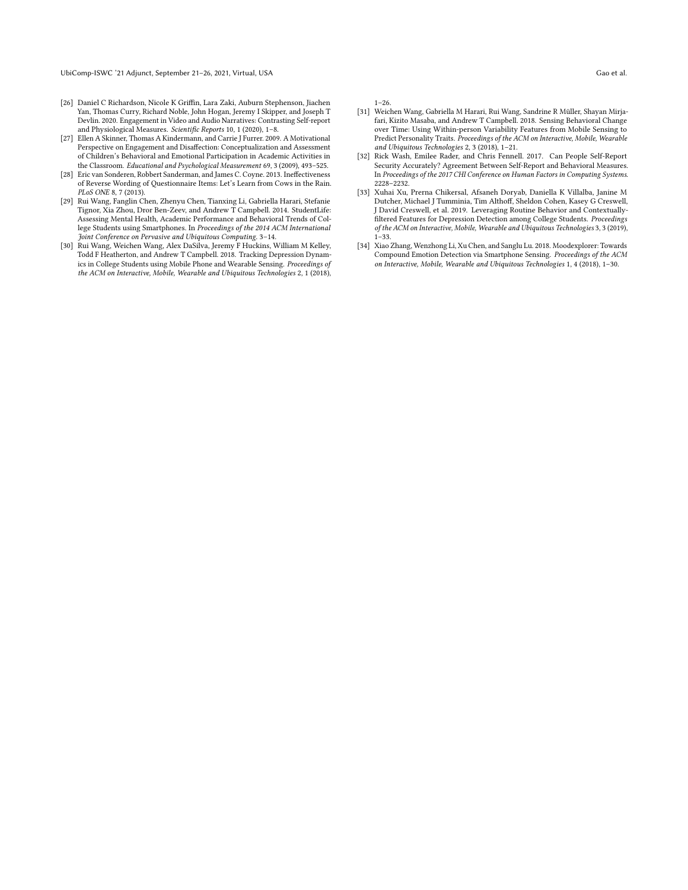[26] Daniel C Richardson, Nicole K Griffin, Lara Zaki, Auburn Stephenson, Jiachen Yan, Thomas Curry, Richard Noble, John Hogan, Jeremy I Skipper, and Joseph T Devlin. 2020. Engagement in Video and Audio Narratives: Contrasting Self-report and Physiological Measures. *Scientific Reports* 10, 1 (2020), 1–8.

[27] Ellen A Skinner, Thomas A Kindermann, and Carrie J Furrer. 2009. A Motivational Perspective on Engagement and Disaffection: Conceptualization and Assessment of Children's Behavioral and Emotional Participation in Academic Activities in the Classroom. *Educational and Psychological Measurement* 69, 3 (2009), 493–525.

[28] Eric van Sonderen, Robbert Sanderman, and James C. Coyne. 2013. Ineffectiveness of Reverse Wording of Questionnaire Items: Let's Learn from Cows in the Rain. *PLoS ONE* 8, 7 (2013).

[29] Rui Wang, Fanglin Chen, Zhenyu Chen, Tianxing Li, Gabriella Harari, Stefanie Tignor, Xia Zhou, Dror Ben-Zeev, and Andrew T Campbell. 2014. StudentLife: Assessing Mental Health, Academic Performance and Behavioral Trends of College Students using Smartphones. In *Proceedings of the 2014 ACM International Joint Conference on Pervasive and Ubiquitous Computing*. 3–14.

[30] Rui Wang, Weichen Wang, Alex DaSilva, Jeremy F Huckins, William M Kelley, Todd F Heatherton, and Andrew T Campbell. 2018. Tracking Depression Dynamics in College Students using Mobile Phone and Wearable Sensing. *Proceedings of the ACM on Interactive, Mobile, Wearable and Ubiquitous Technologies* 2, 1 (2018), 1–26.

[31] Weichen Wang, Gabriella M Harari, Rui Wang, Sandrine R Müller, Shayan Mirjafari, Kizito Masaba, and Andrew T Campbell. 2018. Sensing Behavioral Change over Time: Using Within-person Variability Features from Mobile Sensing to Predict Personality Traits. *Proceedings of the ACM on Interactive, Mobile, Wearable and Ubiquitous Technologies* 2, 3 (2018), 1–21.

[32] Rick Wash, Emilee Rader, and Chris Fennell. 2017. Can People Self-Report Security Accurately? Agreement Between Self-Report and Behavioral Measures. In *Proceedings of the 2017 CHI Conference on Human Factors in Computing Systems*. 2228–2232.

[33] Xuhai Xu, Prerna Chikersal, Afsaneh Doryab, Daniella K Villalba, Janine M Dutcher, Michael J Tumminia, Tim Althoff, Sheldon Cohen, Kasey G Creswell, J David Creswell, et al. 2019. Leveraging Routine Behavior and Contextually-filtered Features for Depression Detection among College Students. *Proceedings of the ACM on Interactive, Mobile, Wearable and Ubiquitous Technologies* 3, 3 (2019), 1–33.

[34] Xiao Zhang, Wenzhong Li, Xu Chen, and Sanglu Lu. 2018. Moodexplorer: Towards Compound Emotion Detection via Smartphone Sensing. *Proceedings of the ACM on Interactive, Mobile, Wearable and Ubiquitous Technologies* 1, 4 (2018), 1–30.